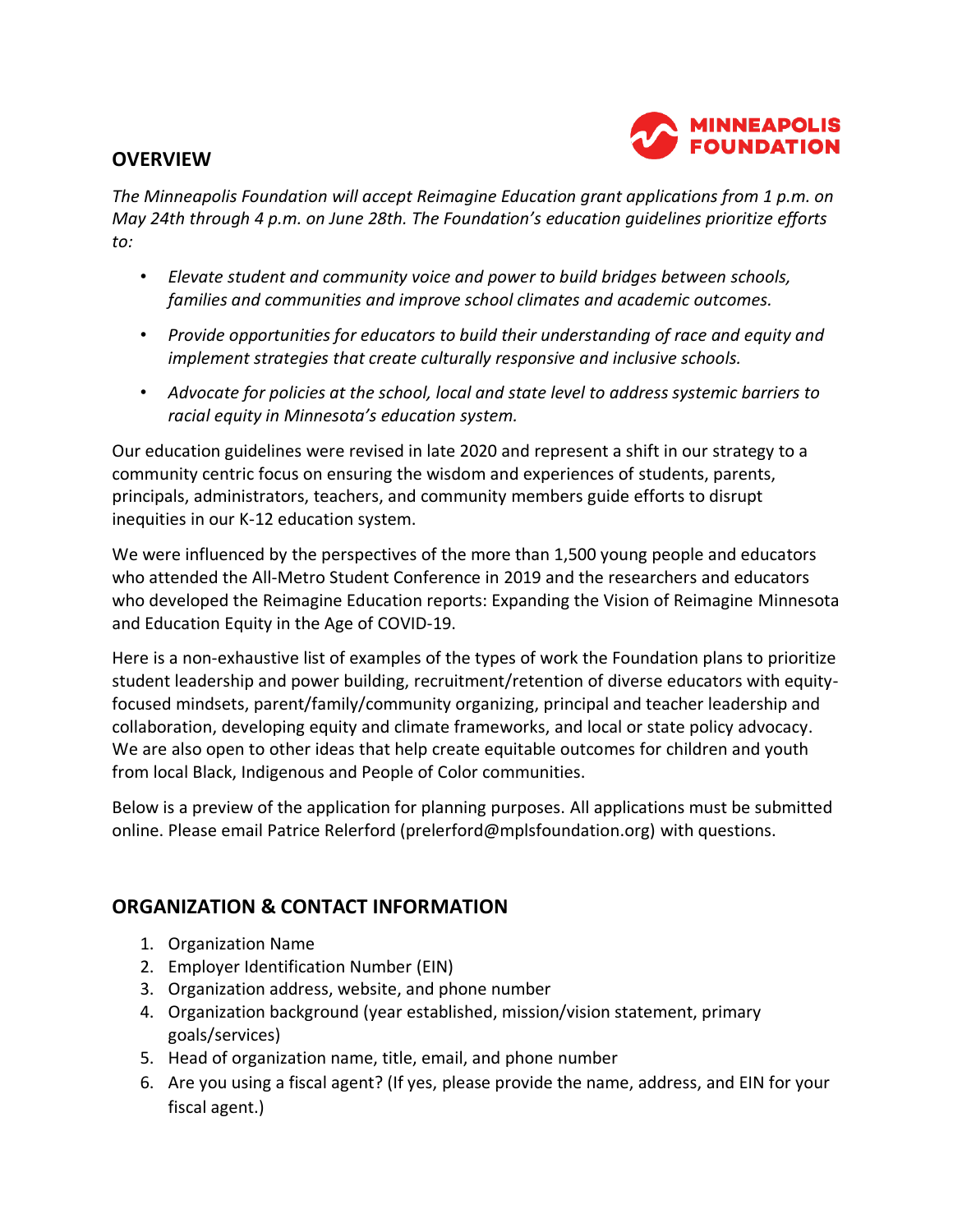## OVERVIEW

*The Minneapolis Foundation will accept Reimagine Education grant applications from 1 p.m. on May 24th through 4 p.m. on June 28th. The Foundation's education guidelines prioritize efforts to:*

- *Elevate student and community voice and power to build bridges between schools, families and communities and improve school climates and academic outcomes.*
- *Provide opportunities for educators to build their understanding of race and equity and implement strategies that create culturally responsive and inclusive schools.*
- *Advocate for policies at the school, local and state level to address systemic barriers to racial equity in Minnesota's education system.*

Our education guidelines were revised in late 2020 and represent a shift in our strategy to a community centric focus on ensuring the wisdom and experiences of students, parents, principals, administrators, teachers, and community members guide efforts to disrupt inequities in our K-12 education system.

We were influenced by the perspectives of the more than 1,500 young people and educators who attended the All-Metro Student Conference in 2019 and the researchers and educators who developed the Reimagine Education reports: Expanding the Vision of Reimagine Minnesota and Education Equity in the Age of COVID-19.

Here is a non-exhaustive list of examples of the types of work the Foundation plans to prioritize student leadership and power building, recruitment/retention of diverse educators with equity-focused mindsets, parent/family/community organizing, principal and teacher leadership and collaboration, developing equity and climate frameworks, and local or state policy advocacy. We are also open to other ideas that help create equitable outcomes for children and youth from local Black, Indigenous and People of Color communities.

Below is a preview of the application for planning purposes. All applications must be submitted online. Please email Patrice Relerford (prelerford@mplsfoundation.org) with questions.

## ORGANIZATION & CONTACT INFORMATION

1. Organization Name
2. Employer Identification Number (EIN)
3. Organization address, website, and phone number
4. Organization background (year established, mission/vision statement, primary goals/services)
5. Head of organization name, title, email, and phone number
6. Are you using a fiscal agent? (If yes, please provide the name, address, and EIN for your fiscal agent.)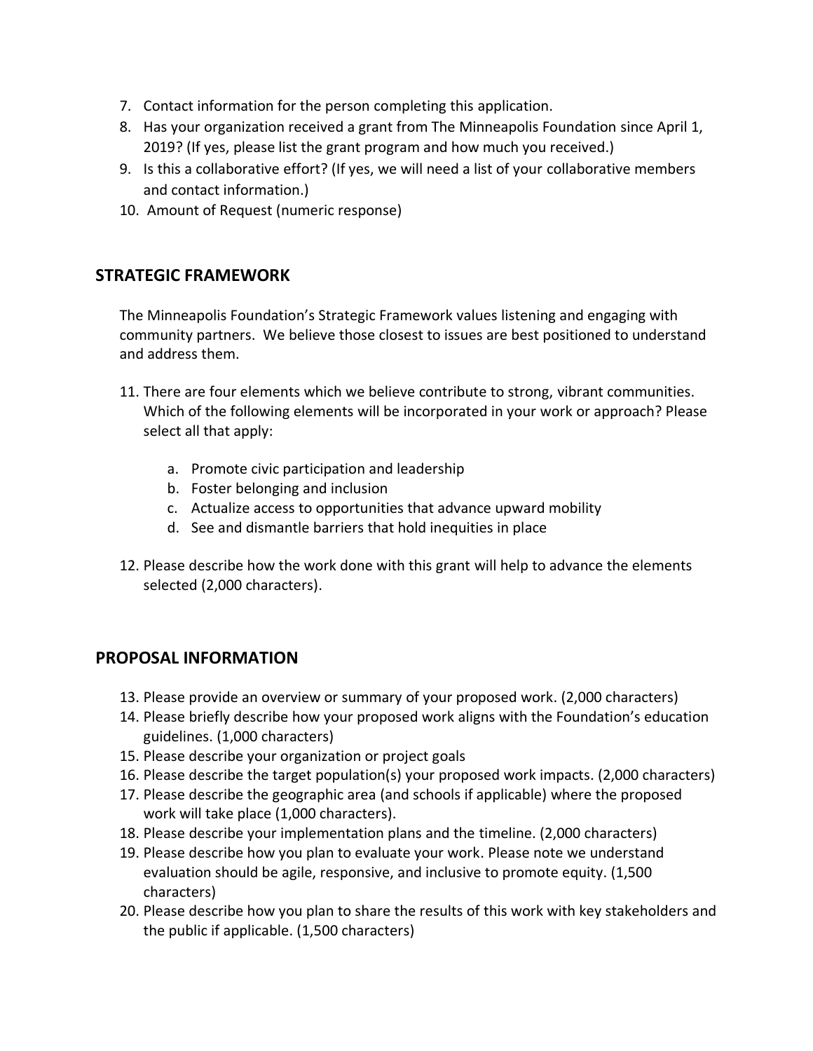7. Contact information for the person completing this application.
8. Has your organization received a grant from The Minneapolis Foundation since April 1, 2019? (If yes, please list the grant program and how much you received.)
9. Is this a collaborative effort? (If yes, we will need a list of your collaborative members and contact information.)
10. Amount of Request (numeric response)

## STRATEGIC FRAMEWORK

The Minneapolis Foundation's Strategic Framework values listening and engaging with community partners. We believe those closest to issues are best positioned to understand and address them.

11. There are four elements which we believe contribute to strong, vibrant communities. Which of the following elements will be incorporated in your work or approach? Please select all that apply:

    a. Promote civic participation and leadership
    b. Foster belonging and inclusion
    c. Actualize access to opportunities that advance upward mobility
    d. See and dismantle barriers that hold inequities in place

12. Please describe how the work done with this grant will help to advance the elements selected (2,000 characters).

## PROPOSAL INFORMATION

13. Please provide an overview or summary of your proposed work. (2,000 characters)
14. Please briefly describe how your proposed work aligns with the Foundation's education guidelines. (1,000 characters)
15. Please describe your organization or project goals
16. Please describe the target population(s) your proposed work impacts. (2,000 characters)
17. Please describe the geographic area (and schools if applicable) where the proposed work will take place (1,000 characters).
18. Please describe your implementation plans and the timeline. (2,000 characters)
19. Please describe how you plan to evaluate your work. Please note we understand evaluation should be agile, responsive, and inclusive to promote equity. (1,500 characters)
20. Please describe how you plan to share the results of this work with key stakeholders and the public if applicable. (1,500 characters)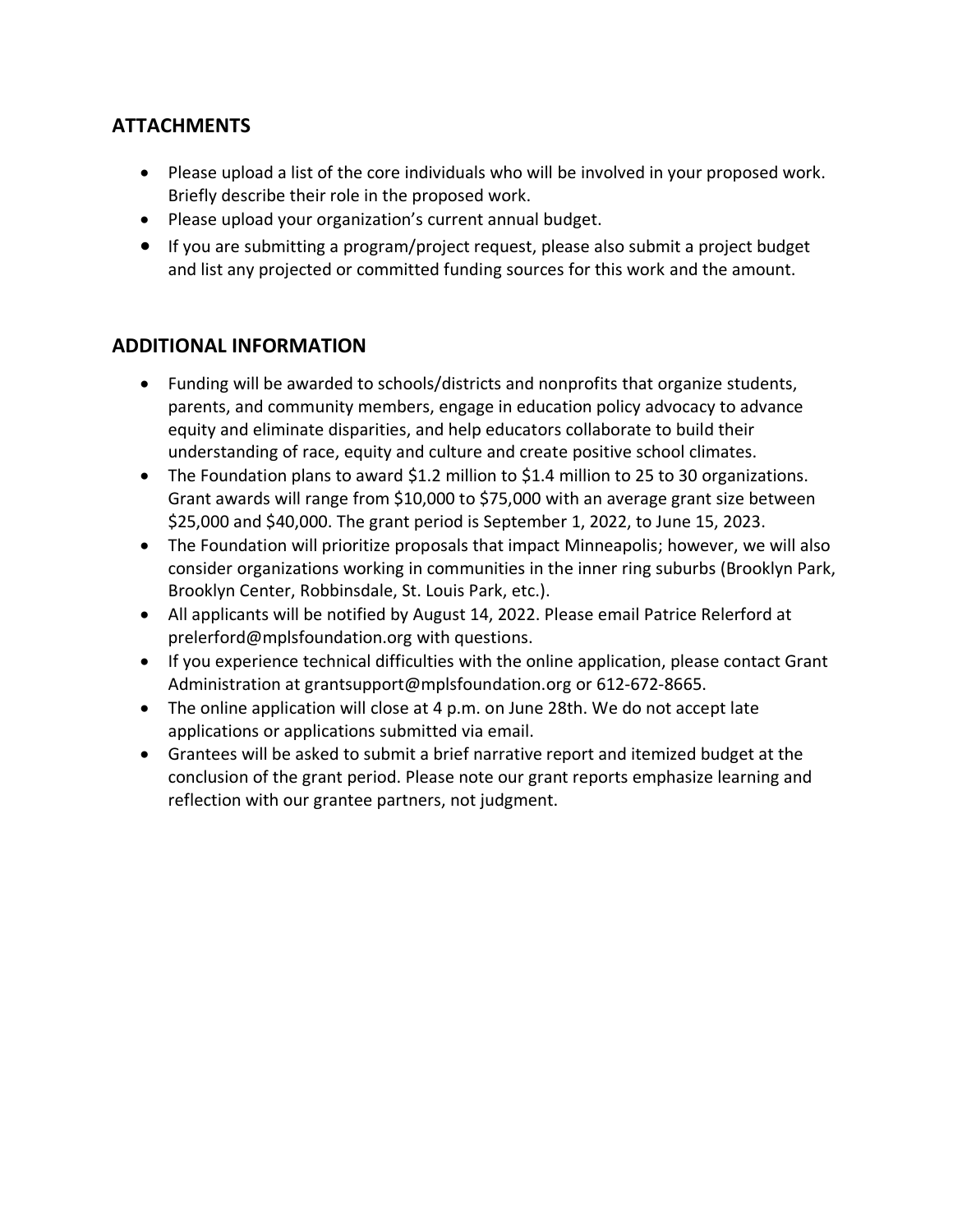## ATTACHMENTS

- Please upload a list of the core individuals who will be involved in your proposed work. Briefly describe their role in the proposed work.
- Please upload your organization's current annual budget.
- If you are submitting a program/project request, please also submit a project budget and list any projected or committed funding sources for this work and the amount.

## ADDITIONAL INFORMATION

- Funding will be awarded to schools/districts and nonprofits that organize students, parents, and community members, engage in education policy advocacy to advance equity and eliminate disparities, and help educators collaborate to build their understanding of race, equity and culture and create positive school climates.
- The Foundation plans to award $1.2 million to $1.4 million to 25 to 30 organizations. Grant awards will range from $10,000 to $75,000 with an average grant size between $25,000 and $40,000. The grant period is September 1, 2022, to June 15, 2023.
- The Foundation will prioritize proposals that impact Minneapolis; however, we will also consider organizations working in communities in the inner ring suburbs (Brooklyn Park, Brooklyn Center, Robbinsdale, St. Louis Park, etc.).
- All applicants will be notified by August 14, 2022. Please email Patrice Relerford at prelerford@mplsfoundation.org with questions.
- If you experience technical difficulties with the online application, please contact Grant Administration at grantsupport@mplsfoundation.org or 612-672-8665.
- The online application will close at 4 p.m. on June 28th. We do not accept late applications or applications submitted via email.
- Grantees will be asked to submit a brief narrative report and itemized budget at the conclusion of the grant period. Please note our grant reports emphasize learning and reflection with our grantee partners, not judgment.